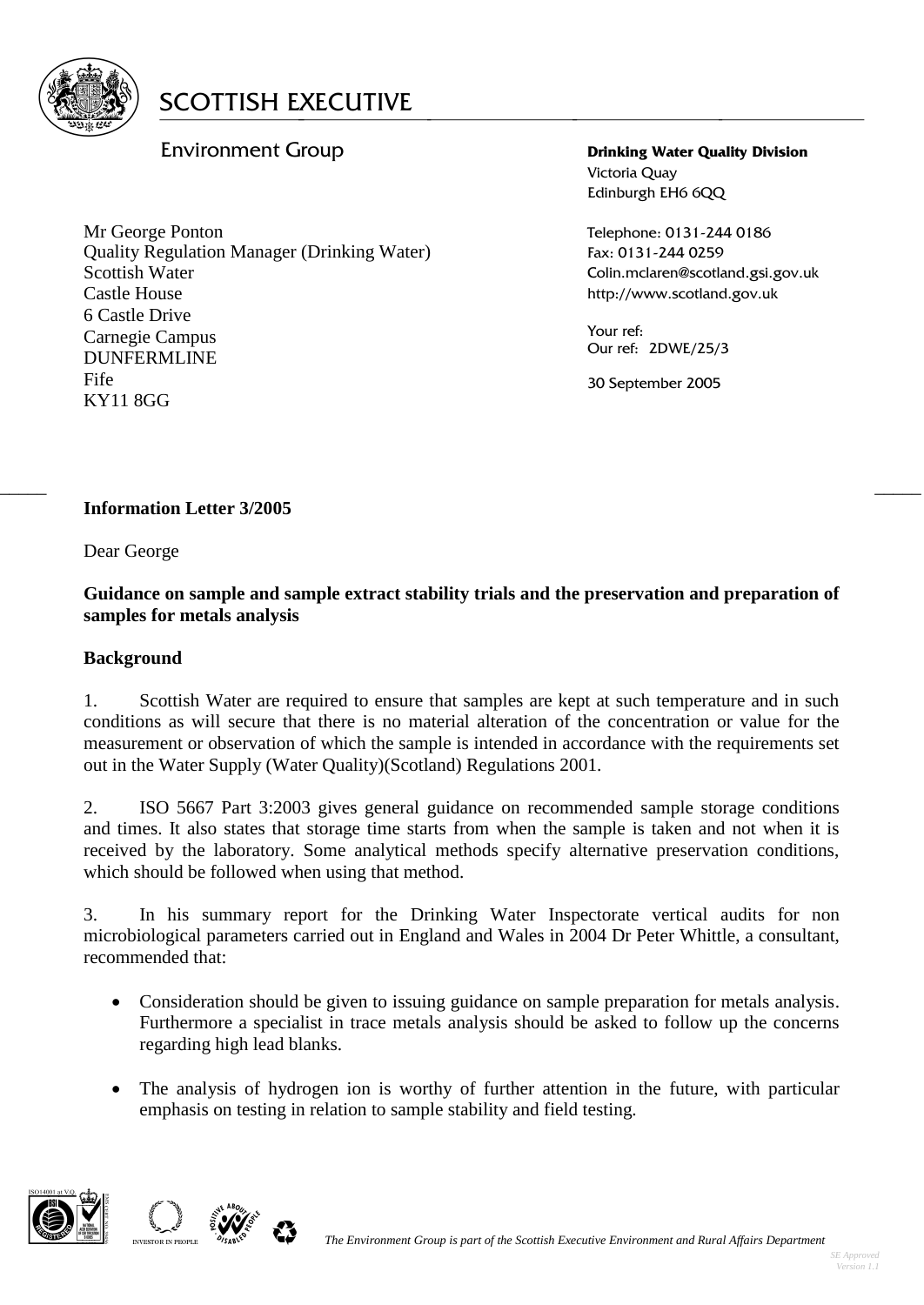# SCOTTISH EXECUTIVE

Environment Group

**Drinking Water Quality Division**
Victoria Quay
Edinburgh EH6 6QQ

Telephone: 0131-244 0186
Fax: 0131-244 0259
Colin.mclaren@scotland.gsi.gov.uk
http://www.scotland.gov.uk

Your ref:
Our ref: 2DWE/25/3

30 September 2005

Mr George Ponton
Quality Regulation Manager (Drinking Water)
Scottish Water
Castle House
6 Castle Drive
Carnegie Campus
DUNFERMLINE
Fife
KY11 8GG

**Information Letter 3/2005**

Dear George

**Guidance on sample and sample extract stability trials and the preservation and preparation of samples for metals analysis**

**Background**

1. Scottish Water are required to ensure that samples are kept at such temperature and in such conditions as will secure that there is no material alteration of the concentration or value for the measurement or observation of which the sample is intended in accordance with the requirements set out in the Water Supply (Water Quality)(Scotland) Regulations 2001.

2. ISO 5667 Part 3:2003 gives general guidance on recommended sample storage conditions and times. It also states that storage time starts from when the sample is taken and not when it is received by the laboratory. Some analytical methods specify alternative preservation conditions, which should be followed when using that method.

3. In his summary report for the Drinking Water Inspectorate vertical audits for non microbiological parameters carried out in England and Wales in 2004 Dr Peter Whittle, a consultant, recommended that:

- Consideration should be given to issuing guidance on sample preparation for metals analysis. Furthermore a specialist in trace metals analysis should be asked to follow up the concerns regarding high lead blanks.
- The analysis of hydrogen ion is worthy of further attention in the future, with particular emphasis on testing in relation to sample stability and field testing.

*The Environment Group is part of the Scottish Executive Environment and Rural Affairs Department*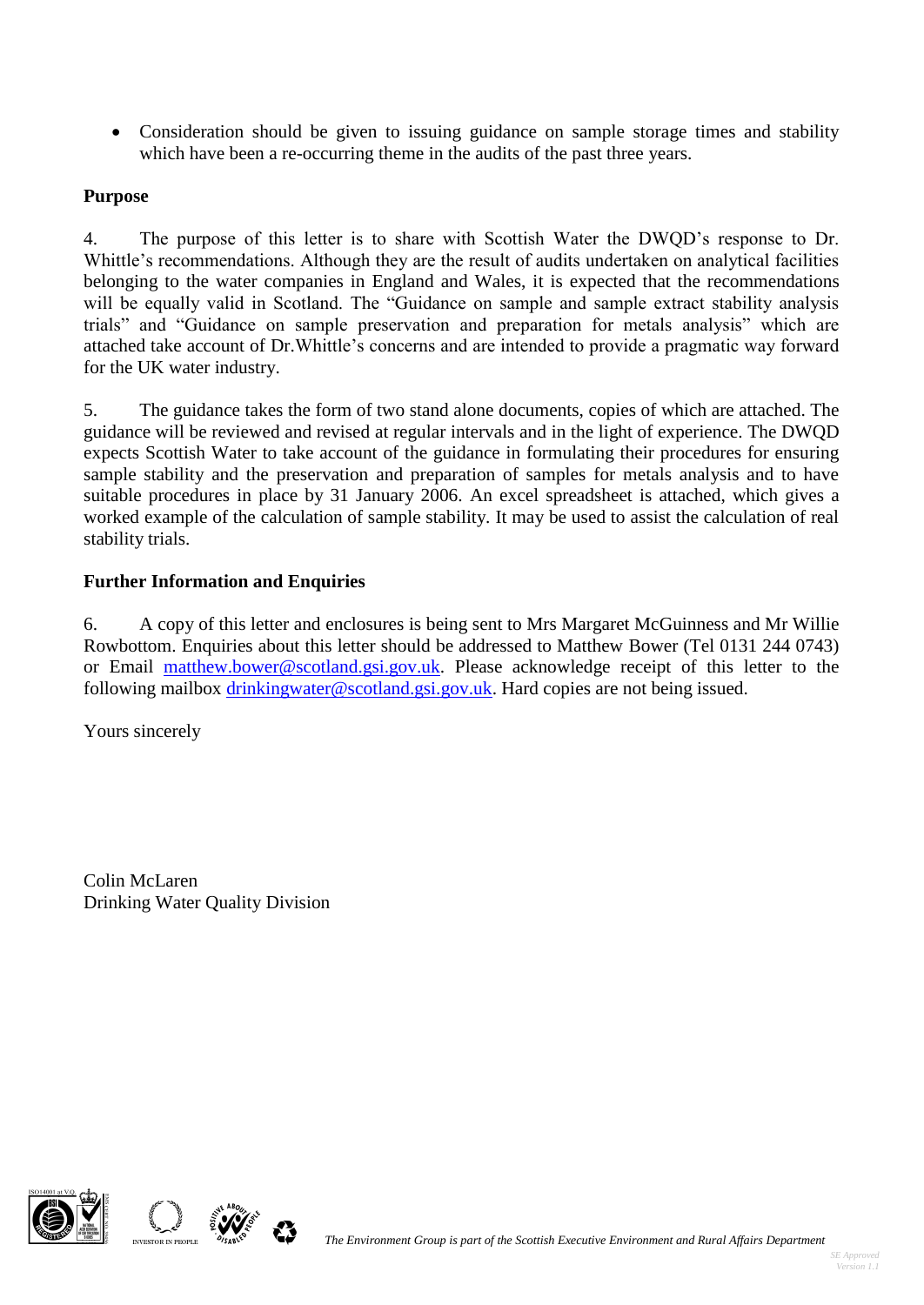- Consideration should be given to issuing guidance on sample storage times and stability which have been a re-occurring theme in the audits of the past three years.

**Purpose**

4. The purpose of this letter is to share with Scottish Water the DWQD's response to Dr. Whittle's recommendations. Although they are the result of audits undertaken on analytical facilities belonging to the water companies in England and Wales, it is expected that the recommendations will be equally valid in Scotland. The "Guidance on sample and sample extract stability analysis trials" and "Guidance on sample preservation and preparation for metals analysis" which are attached take account of Dr.Whittle's concerns and are intended to provide a pragmatic way forward for the UK water industry.

5. The guidance takes the form of two stand alone documents, copies of which are attached. The guidance will be reviewed and revised at regular intervals and in the light of experience. The DWQD expects Scottish Water to take account of the guidance in formulating their procedures for ensuring sample stability and the preservation and preparation of samples for metals analysis and to have suitable procedures in place by 31 January 2006. An excel spreadsheet is attached, which gives a worked example of the calculation of sample stability. It may be used to assist the calculation of real stability trials.

**Further Information and Enquiries**

6. A copy of this letter and enclosures is being sent to Mrs Margaret McGuinness and Mr Willie Rowbottom. Enquiries about this letter should be addressed to Matthew Bower (Tel 0131 244 0743) or Email matthew.bower@scotland.gsi.gov.uk. Please acknowledge receipt of this letter to the following mailbox drinkingwater@scotland.gsi.gov.uk. Hard copies are not being issued.

Yours sincerely

Colin McLaren
Drinking Water Quality Division

*The Environment Group is part of the Scottish Executive Environment and Rural Affairs Department*